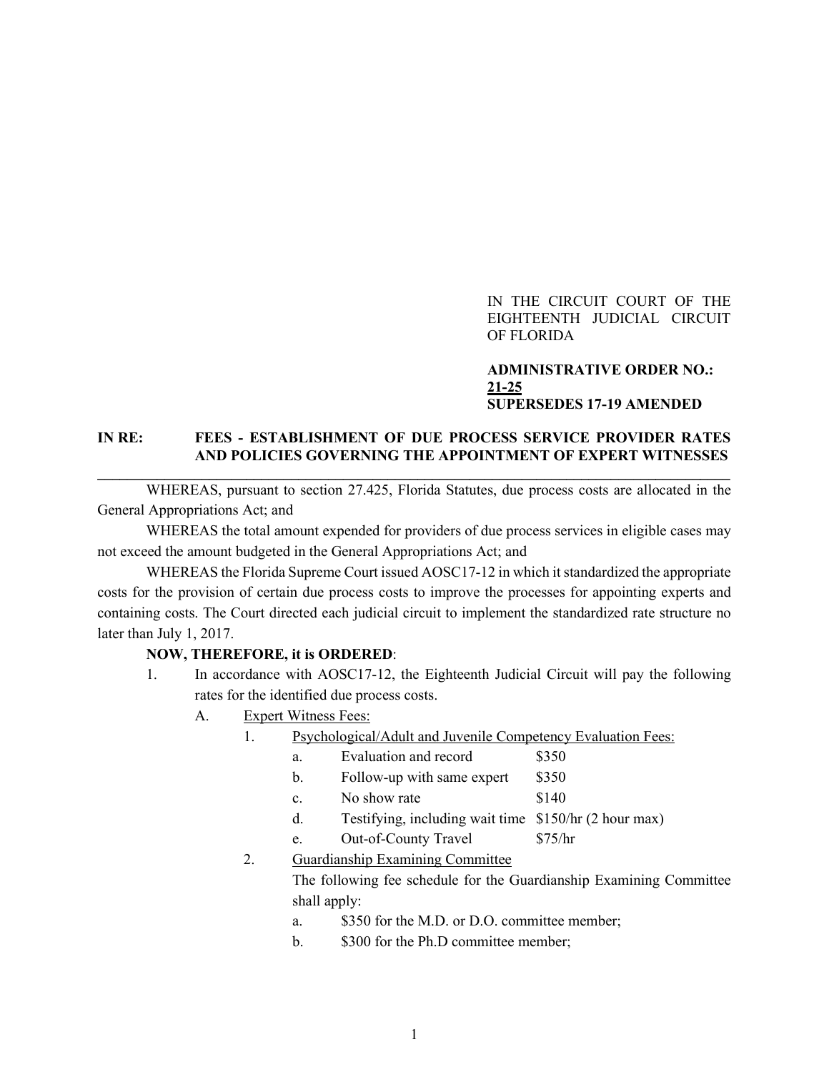IN THE CIRCUIT COURT OF THE EIGHTEENTH JUDICIAL CIRCUIT OF FLORIDA

**ADMINISTRATIVE ORDER NO.: <u>21-25</u>**
**SUPERSEDES 17-19 AMENDED**

**IN RE: FEES - ESTABLISHMENT OF DUE PROCESS SERVICE PROVIDER RATES AND POLICIES GOVERNING THE APPOINTMENT OF EXPERT WITNESSES**

---

WHEREAS, pursuant to section 27.425, Florida Statutes, due process costs are allocated in the General Appropriations Act; and

WHEREAS the total amount expended for providers of due process services in eligible cases may not exceed the amount budgeted in the General Appropriations Act; and

WHEREAS the Florida Supreme Court issued AOSC17-12 in which it standardized the appropriate costs for the provision of certain due process costs to improve the processes for appointing experts and containing costs. The Court directed each judicial circuit to implement the standardized rate structure no later than July 1, 2017.

**NOW, THEREFORE, it is ORDERED**:

1. In accordance with AOSC17-12, the Eighteenth Judicial Circuit will pay the following rates for the identified due process costs.

   A. <u>Expert Witness Fees:</u>

      1. <u>Psychological/Adult and Juvenile Competency Evaluation Fees:</u>

         a. Evaluation and record $350

         b. Follow-up with same expert $350

         c. No show rate $140

         d. Testifying, including wait time $150/hr (2 hour max)

         e. Out-of-County Travel $75/hr

      2. <u>Guardianship Examining Committee</u>

         The following fee schedule for the Guardianship Examining Committee shall apply:

         a. $350 for the M.D. or D.O. committee member;

         b. $300 for the Ph.D committee member;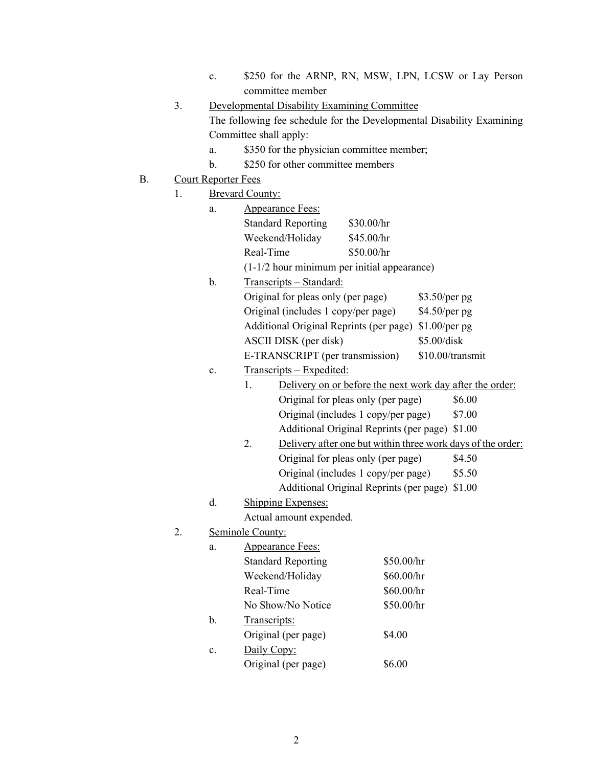c. $250 for the ARNP, RN, MSW, LPN, LCSW or Lay Person committee member

3. <u>Developmental Disability Examining Committee</u>

   The following fee schedule for the Developmental Disability Examining Committee shall apply:

   a. $350 for the physician committee member;

   b. $250 for other committee members

B. <u>Court Reporter Fees</u>

1. <u>Brevard County:</u>

   a. <u>Appearance Fees:</u>

   | | |
   |---|---|
   | Standard Reporting | $30.00/hr |
   | Weekend/Holiday | $45.00/hr |
   | Real-Time | $50.00/hr |

   (1-1/2 hour minimum per initial appearance)

   b. <u>Transcripts – Standard:</u>

   | | |
   |---|---|
   | Original for pleas only (per page) | $3.50/per pg |
   | Original (includes 1 copy/per page) | $4.50/per pg |
   | Additional Original Reprints (per page) | $1.00/per pg |
   | ASCII DISK (per disk) | $5.00/disk |
   | E-TRANSCRIPT (per transmission) | $10.00/transmit |

   c. <u>Transcripts – Expedited:</u>

      1. <u>Delivery on or before the next work day after the order:</u>

      | | |
      |---|---|
      | Original for pleas only (per page) | $6.00 |
      | Original (includes 1 copy/per page) | $7.00 |
      | Additional Original Reprints (per page) | $1.00 |

      2. <u>Delivery after one but within three work days of the order:</u>

      | | |
      |---|---|
      | Original for pleas only (per page) | $4.50 |
      | Original (includes 1 copy/per page) | $5.50 |
      | Additional Original Reprints (per page) | $1.00 |

   d. <u>Shipping Expenses:</u>

      Actual amount expended.

2. <u>Seminole County:</u>

   a. <u>Appearance Fees:</u>

   | | |
   |---|---|
   | Standard Reporting | $50.00/hr |
   | Weekend/Holiday | $60.00/hr |
   | Real-Time | $60.00/hr |
   | No Show/No Notice | $50.00/hr |

   b. <u>Transcripts:</u>

   | | |
   |---|---|
   | Original (per page) | $4.00 |

   c. <u>Daily Copy:</u>

   | | |
   |---|---|
   | Original (per page) | $6.00 |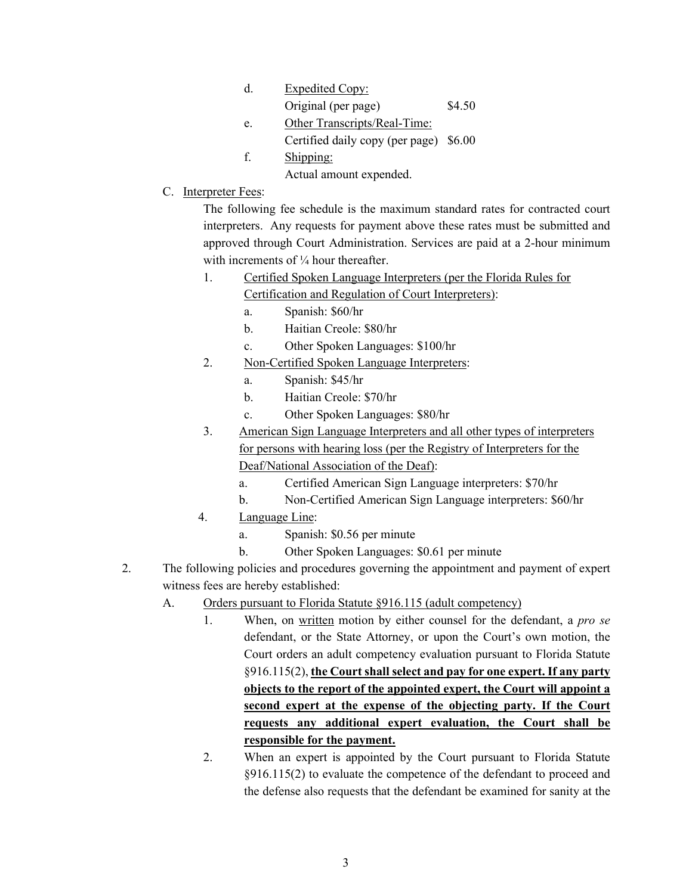d. <u>Expedited Copy:</u>
   Original (per page) $4.50

e. <u>Other Transcripts/Real-Time:</u>
   Certified daily copy (per page) $6.00

f. <u>Shipping:</u>
   Actual amount expended.

C. <u>Interpreter Fees</u>:

The following fee schedule is the maximum standard rates for contracted court interpreters. Any requests for payment above these rates must be submitted and approved through Court Administration. Services are paid at a 2-hour minimum with increments of ¼ hour thereafter.

1. <u>Certified Spoken Language Interpreters (per the Florida Rules for Certification and Regulation of Court Interpreters)</u>:
   a. Spanish: $60/hr
   b. Haitian Creole: $80/hr
   c. Other Spoken Languages: $100/hr

2. <u>Non-Certified Spoken Language Interpreters</u>:
   a. Spanish: $45/hr
   b. Haitian Creole: $70/hr
   c. Other Spoken Languages: $80/hr

3. <u>American Sign Language Interpreters and all other types of interpreters for persons with hearing loss (per the Registry of Interpreters for the Deaf/National Association of the Deaf)</u>:
   a. Certified American Sign Language interpreters: $70/hr
   b. Non-Certified American Sign Language interpreters: $60/hr

4. <u>Language Line</u>:
   a. Spanish: $0.56 per minute
   b. Other Spoken Languages: $0.61 per minute

2. The following policies and procedures governing the appointment and payment of expert witness fees are hereby established:

A. <u>Orders pursuant to Florida Statute §916.115 (adult competency)</u>

1. When, on <u>written</u> motion by either counsel for the defendant, a *pro se* defendant, or the State Attorney, or upon the Court's own motion, the Court orders an adult competency evaluation pursuant to Florida Statute §916.115(2), **<u>the Court shall select and pay for one expert. If any party objects to the report of the appointed expert, the Court will appoint a second expert at the expense of the objecting party. If the Court requests any additional expert evaluation, the Court shall be responsible for the payment.</u>**

2. When an expert is appointed by the Court pursuant to Florida Statute §916.115(2) to evaluate the competence of the defendant to proceed and the defense also requests that the defendant be examined for sanity at the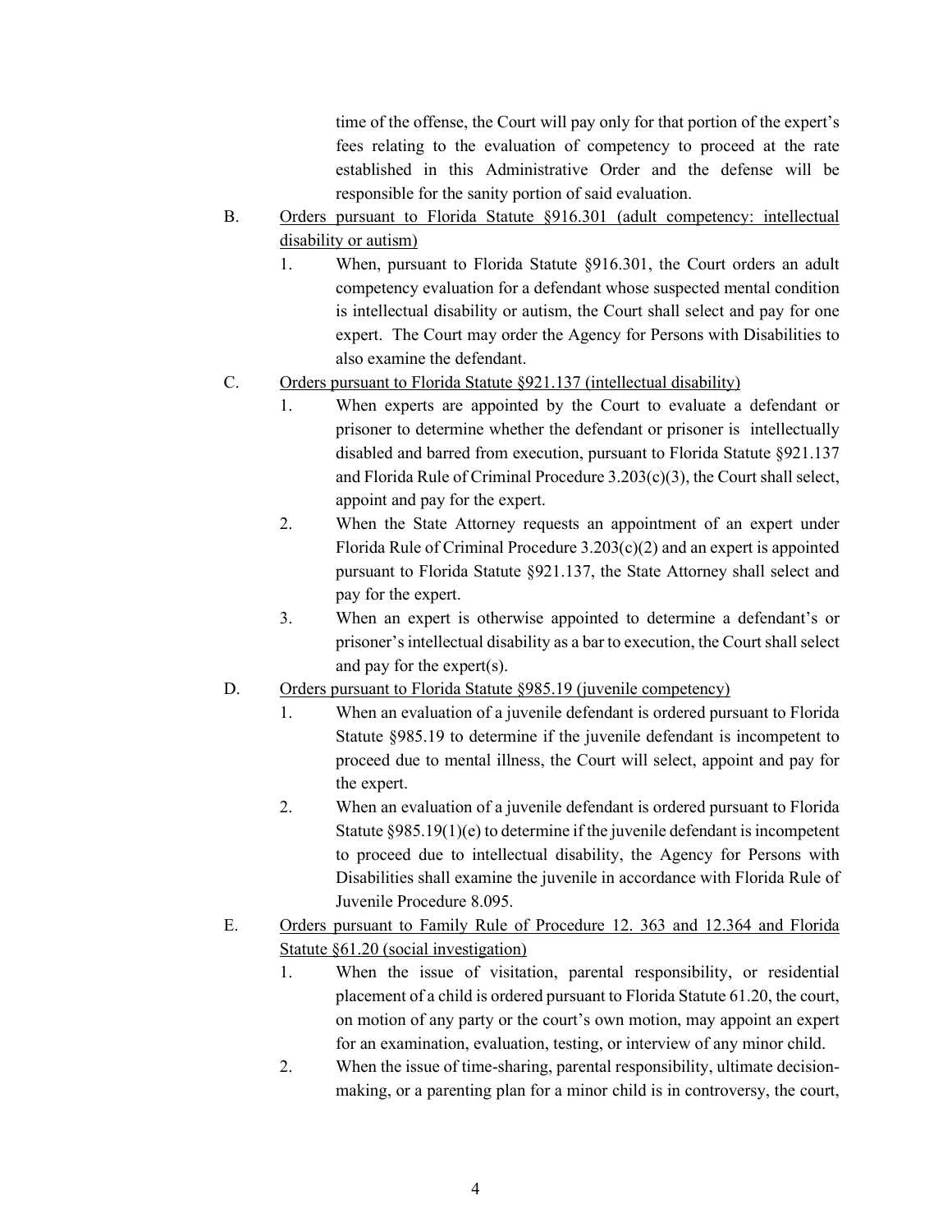time of the offense, the Court will pay only for that portion of the expert's fees relating to the evaluation of competency to proceed at the rate established in this Administrative Order and the defense will be responsible for the sanity portion of said evaluation.

B. <u>Orders pursuant to Florida Statute §916.301 (adult competency: intellectual disability or autism)</u>

1. When, pursuant to Florida Statute §916.301, the Court orders an adult competency evaluation for a defendant whose suspected mental condition is intellectual disability or autism, the Court shall select and pay for one expert. The Court may order the Agency for Persons with Disabilities to also examine the defendant.

C. <u>Orders pursuant to Florida Statute §921.137 (intellectual disability)</u>

1. When experts are appointed by the Court to evaluate a defendant or prisoner to determine whether the defendant or prisoner is intellectually disabled and barred from execution, pursuant to Florida Statute §921.137 and Florida Rule of Criminal Procedure 3.203(c)(3), the Court shall select, appoint and pay for the expert.
2. When the State Attorney requests an appointment of an expert under Florida Rule of Criminal Procedure 3.203(c)(2) and an expert is appointed pursuant to Florida Statute §921.137, the State Attorney shall select and pay for the expert.
3. When an expert is otherwise appointed to determine a defendant's or prisoner's intellectual disability as a bar to execution, the Court shall select and pay for the expert(s).

D. <u>Orders pursuant to Florida Statute §985.19 (juvenile competency)</u>

1. When an evaluation of a juvenile defendant is ordered pursuant to Florida Statute §985.19 to determine if the juvenile defendant is incompetent to proceed due to mental illness, the Court will select, appoint and pay for the expert.
2. When an evaluation of a juvenile defendant is ordered pursuant to Florida Statute §985.19(1)(e) to determine if the juvenile defendant is incompetent to proceed due to intellectual disability, the Agency for Persons with Disabilities shall examine the juvenile in accordance with Florida Rule of Juvenile Procedure 8.095.

E. <u>Orders pursuant to Family Rule of Procedure 12. 363 and 12.364 and Florida Statute §61.20 (social investigation)</u>

1. When the issue of visitation, parental responsibility, or residential placement of a child is ordered pursuant to Florida Statute 61.20, the court, on motion of any party or the court's own motion, may appoint an expert for an examination, evaluation, testing, or interview of any minor child.
2. When the issue of time-sharing, parental responsibility, ultimate decision-making, or a parenting plan for a minor child is in controversy, the court,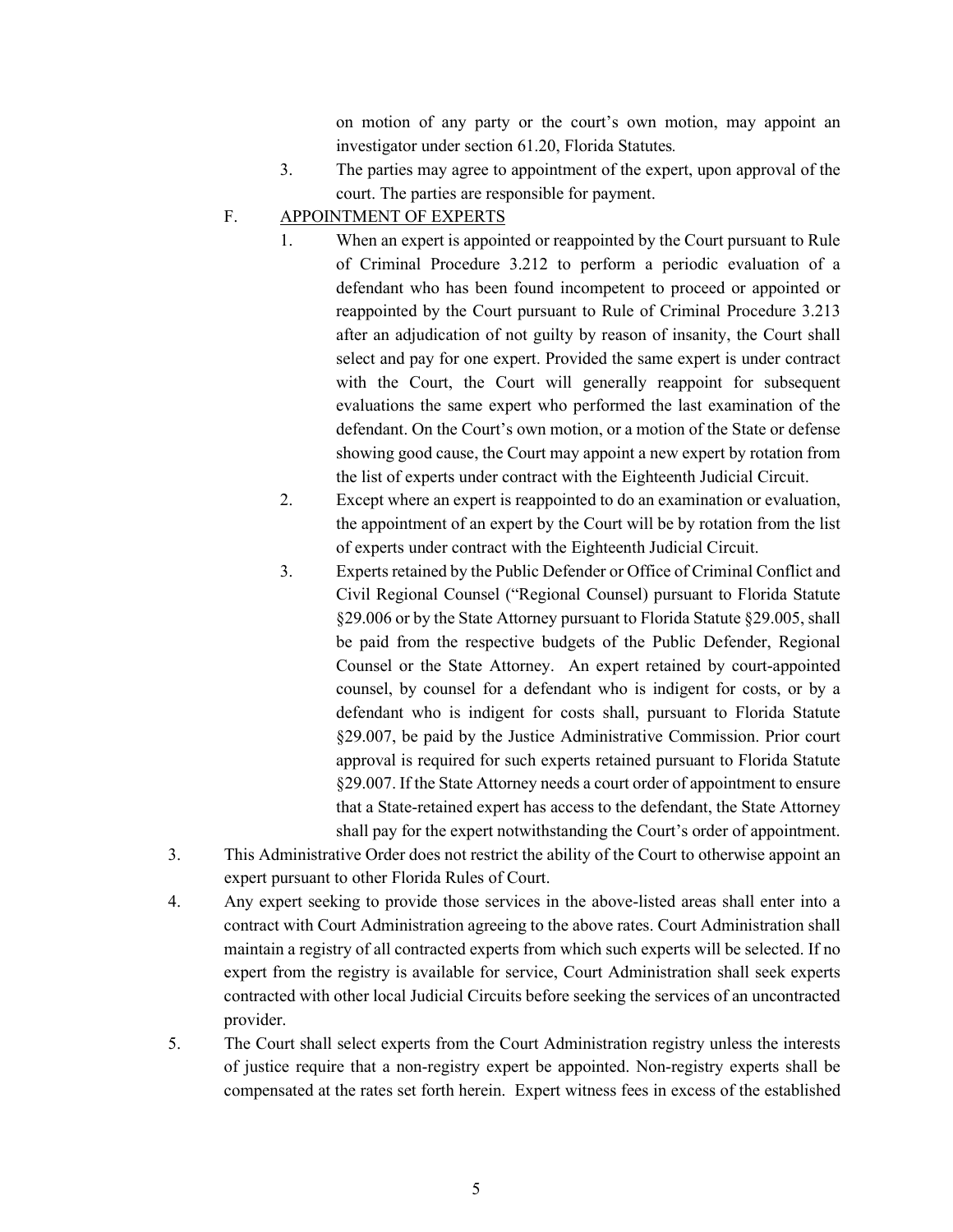on motion of any party or the court's own motion, may appoint an investigator under section 61.20, Florida Statutes.

3. The parties may agree to appointment of the expert, upon approval of the court. The parties are responsible for payment.

F. APPOINTMENT OF EXPERTS

1. When an expert is appointed or reappointed by the Court pursuant to Rule of Criminal Procedure 3.212 to perform a periodic evaluation of a defendant who has been found incompetent to proceed or appointed or reappointed by the Court pursuant to Rule of Criminal Procedure 3.213 after an adjudication of not guilty by reason of insanity, the Court shall select and pay for one expert. Provided the same expert is under contract with the Court, the Court will generally reappoint for subsequent evaluations the same expert who performed the last examination of the defendant. On the Court's own motion, or a motion of the State or defense showing good cause, the Court may appoint a new expert by rotation from the list of experts under contract with the Eighteenth Judicial Circuit.

2. Except where an expert is reappointed to do an examination or evaluation, the appointment of an expert by the Court will be by rotation from the list of experts under contract with the Eighteenth Judicial Circuit.

3. Experts retained by the Public Defender or Office of Criminal Conflict and Civil Regional Counsel ("Regional Counsel) pursuant to Florida Statute §29.006 or by the State Attorney pursuant to Florida Statute §29.005, shall be paid from the respective budgets of the Public Defender, Regional Counsel or the State Attorney. An expert retained by court-appointed counsel, by counsel for a defendant who is indigent for costs, or by a defendant who is indigent for costs shall, pursuant to Florida Statute §29.007, be paid by the Justice Administrative Commission. Prior court approval is required for such experts retained pursuant to Florida Statute §29.007. If the State Attorney needs a court order of appointment to ensure that a State-retained expert has access to the defendant, the State Attorney shall pay for the expert notwithstanding the Court's order of appointment.

3. This Administrative Order does not restrict the ability of the Court to otherwise appoint an expert pursuant to other Florida Rules of Court.

4. Any expert seeking to provide those services in the above-listed areas shall enter into a contract with Court Administration agreeing to the above rates. Court Administration shall maintain a registry of all contracted experts from which such experts will be selected. If no expert from the registry is available for service, Court Administration shall seek experts contracted with other local Judicial Circuits before seeking the services of an uncontracted provider.

5. The Court shall select experts from the Court Administration registry unless the interests of justice require that a non-registry expert be appointed. Non-registry experts shall be compensated at the rates set forth herein. Expert witness fees in excess of the established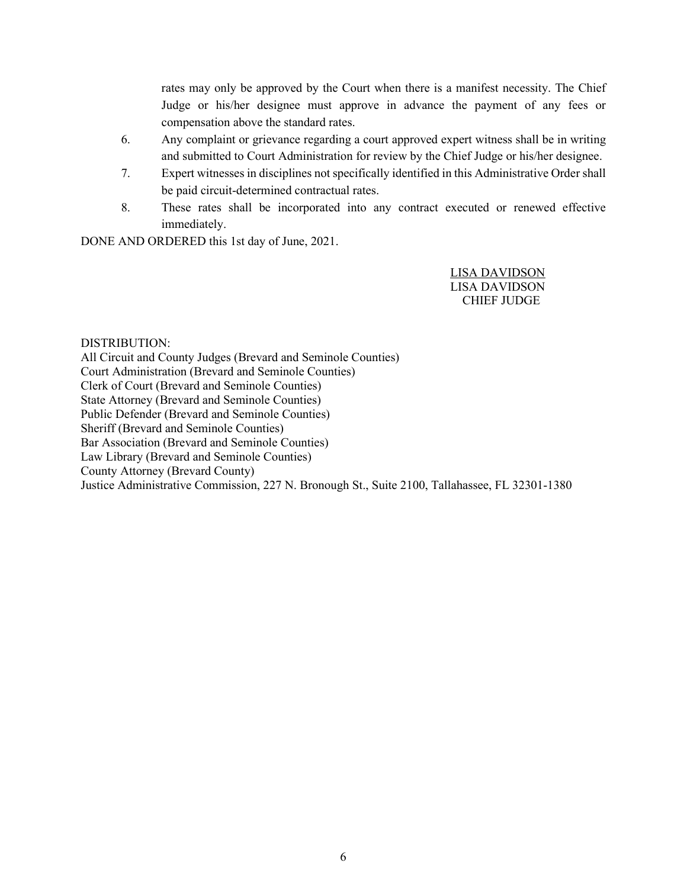rates may only be approved by the Court when there is a manifest necessity. The Chief Judge or his/her designee must approve in advance the payment of any fees or compensation above the standard rates.

6. Any complaint or grievance regarding a court approved expert witness shall be in writing and submitted to Court Administration for review by the Chief Judge or his/her designee.
7. Expert witnesses in disciplines not specifically identified in this Administrative Order shall be paid circuit-determined contractual rates.
8. These rates shall be incorporated into any contract executed or renewed effective immediately.

DONE AND ORDERED this 1st day of June, 2021.

LISA DAVIDSON
LISA DAVIDSON
CHIEF JUDGE

DISTRIBUTION:
All Circuit and County Judges (Brevard and Seminole Counties)
Court Administration (Brevard and Seminole Counties)
Clerk of Court (Brevard and Seminole Counties)
State Attorney (Brevard and Seminole Counties)
Public Defender (Brevard and Seminole Counties)
Sheriff (Brevard and Seminole Counties)
Bar Association (Brevard and Seminole Counties)
Law Library (Brevard and Seminole Counties)
County Attorney (Brevard County)
Justice Administrative Commission, 227 N. Bronough St., Suite 2100, Tallahassee, FL 32301-1380